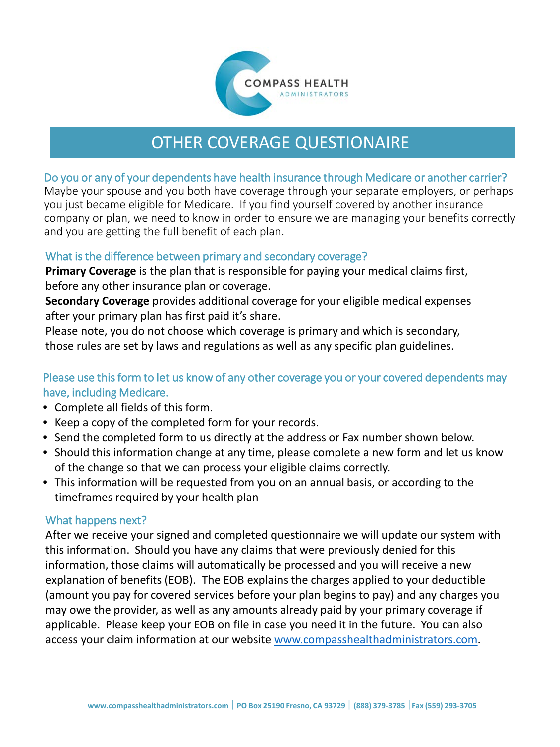COMPASS HEALTH
ADMINISTRATORS

# OTHER COVERAGE QUESTIONAIRE

## Do you or any of your dependents have health insurance through Medicare or another carrier?

Maybe your spouse and you both have coverage through your separate employers, or perhaps you just became eligible for Medicare. If you find yourself covered by another insurance company or plan, we need to know in order to ensure we are managing your benefits correctly and you are getting the full benefit of each plan.

## What is the difference between primary and secondary coverage?

**Primary Coverage** is the plan that is responsible for paying your medical claims first, before any other insurance plan or coverage.

**Secondary Coverage** provides additional coverage for your eligible medical expenses after your primary plan has first paid it's share.

Please note, you do not choose which coverage is primary and which is secondary, those rules are set by laws and regulations as well as any specific plan guidelines.

## Please use this form to let us know of any other coverage you or your covered dependents may have, including Medicare.

- Complete all fields of this form.
- Keep a copy of the completed form for your records.
- Send the completed form to us directly at the address or Fax number shown below.
- Should this information change at any time, please complete a new form and let us know of the change so that we can process your eligible claims correctly.
- This information will be requested from you on an annual basis, or according to the timeframes required by your health plan

## What happens next?

After we receive your signed and completed questionnaire we will update our system with this information. Should you have any claims that were previously denied for this information, those claims will automatically be processed and you will receive a new explanation of benefits (EOB). The EOB explains the charges applied to your deductible (amount you pay for covered services before your plan begins to pay) and any charges you may owe the provider, as well as any amounts already paid by your primary coverage if applicable. Please keep your EOB on file in case you need it in the future. You can also access your claim information at our website www.compasshealthadministrators.com.

www.compasshealthadministrators.com | PO Box 25190 Fresno, CA 93729 | (888) 379-3785 | Fax (559) 293-3705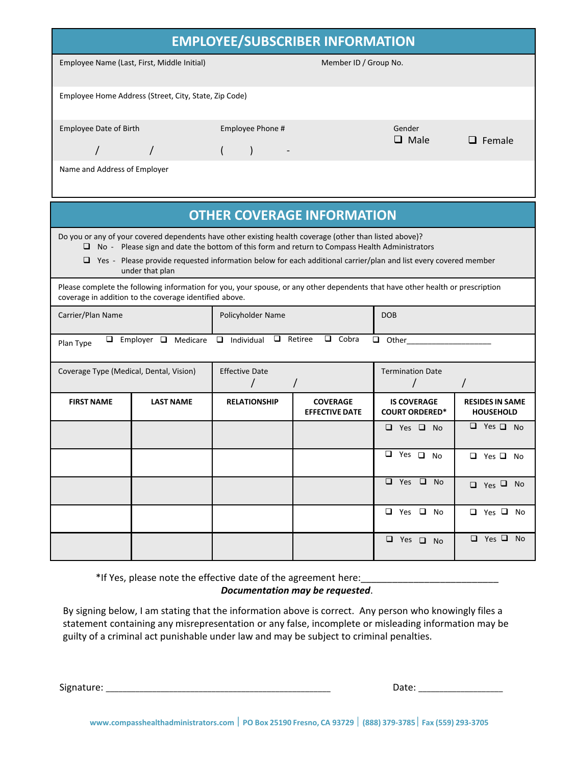## EMPLOYEE/SUBSCRIBER INFORMATION

| | | | |
|---|---|---|---|
| Employee Name (Last, First, Middle Initial) | | Member ID / Group No. | |
| Employee Home Address (Street, City, State, Zip Code) | | | |
| Employee Date of Birth<br>/ / | Employee Phone #<br>( ) - | Gender<br>❑ Male | ❑ Female |
| Name and Address of Employer | | | |

## OTHER COVERAGE INFORMATION

Do you or any of your covered dependents have other existing health coverage (other than listed above)?

- ❑ No - Please sign and date the bottom of this form and return to Compass Health Administrators
- ❑ Yes - Please provide requested information below for each additional carrier/plan and list every covered member under that plan

Please complete the following information for you, your spouse, or any other dependents that have other health or prescription coverage in addition to the coverage identified above.

| | | |
|---|---|---|
| Carrier/Plan Name | Policyholder Name | DOB |
| Plan Type ❑ Employer ❑ Medicare ❑ Individual ❑ Retiree ❑ Cobra ❑ Other____________________ | | |
| Coverage Type (Medical, Dental, Vision) | Effective Date<br>/ / | Termination Date<br>/ / |

| FIRST NAME | LAST NAME | RELATIONSHIP | COVERAGE EFFECTIVE DATE | IS COVERAGE COURT ORDERED* | RESIDES IN SAME HOUSEHOLD |
|---|---|---|---|---|---|
| | | | | ❑ Yes ❑ No | ❑ Yes ❑ No |
| | | | | ❑ Yes ❑ No | ❑ Yes ❑ No |
| | | | | ❑ Yes ❑ No | ❑ Yes ❑ No |
| | | | | ❑ Yes ❑ No | ❑ Yes ❑ No |
| | | | | ❑ Yes ❑ No | ❑ Yes ❑ No |

*If Yes, please note the effective date of the agreement here:__________________________

***Documentation may be requested***.

By signing below, I am stating that the information above is correct. Any person who knowingly files a statement containing any misrepresentation or any false, incomplete or misleading information may be guilty of a criminal act punishable under law and may be subject to criminal penalties.

Signature: ____________________________________________ Date: ________________

www.compasshealthadministrators.com | PO Box 25190 Fresno, CA 93729 | (888) 379-3785 | Fax (559) 293-3705